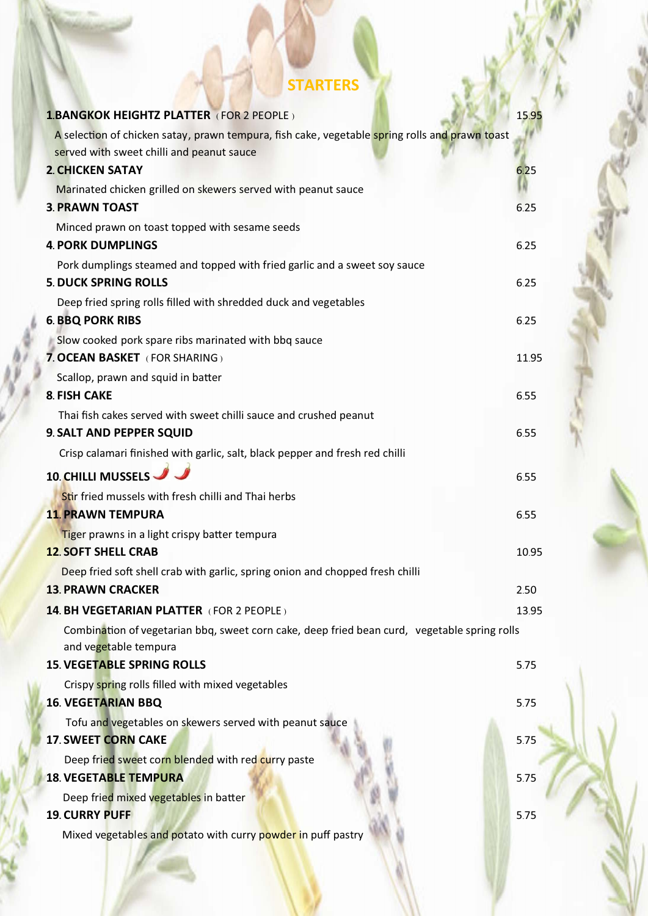# STARTERS

**1.BANGKOK HEIGHTZ PLATTER** ( FOR 2 PEOPLE ) — 15.95

A selection of chicken satay, prawn tempura, fish cake, vegetable spring rolls and prawn toast served with sweet chilli and peanut sauce

**2. CHICKEN SATAY** — 6.25

Marinated chicken grilled on skewers served with peanut sauce

**3. PRAWN TOAST** — 6.25

Minced prawn on toast topped with sesame seeds

**4. PORK DUMPLINGS** — 6.25

Pork dumplings steamed and topped with fried garlic and a sweet soy sauce

**5. DUCK SPRING ROLLS** — 6.25

Deep fried spring rolls filled with shredded duck and vegetables

**6. BBQ PORK RIBS** — 6.25

Slow cooked pork spare ribs marinated with bbq sauce

**7. OCEAN BASKET** ( FOR SHARING ) — 11.95

Scallop, prawn and squid in batter

**8. FISH CAKE** — 6.55

Thai fish cakes served with sweet chilli sauce and crushed peanut

**9. SALT AND PEPPER SQUID** — 6.55

Crisp calamari finished with garlic, salt, black pepper and fresh red chilli

**10. CHILLI MUSSELS** 🌶🌶 — 6.55

Stir fried mussels with fresh chilli and Thai herbs

**11. PRAWN TEMPURA** — 6.55

Tiger prawns in a light crispy batter tempura

**12. SOFT SHELL CRAB** — 10.95

Deep fried soft shell crab with garlic, spring onion and chopped fresh chilli

**13. PRAWN CRACKER** — 2.50

**14. BH VEGETARIAN PLATTER** ( FOR 2 PEOPLE ) — 13.95

Combination of vegetarian bbq, sweet corn cake, deep fried bean curd, vegetable spring rolls and vegetable tempura

**15. VEGETABLE SPRING ROLLS** — 5.75

Crispy spring rolls filled with mixed vegetables

**16. VEGETARIAN BBQ** — 5.75

Tofu and vegetables on skewers served with peanut sauce

**17. SWEET CORN CAKE** — 5.75

Deep fried sweet corn blended with red curry paste

**18. VEGETABLE TEMPURA** — 5.75

Deep fried mixed vegetables in batter

**19. CURRY PUFF** — 5.75

Mixed vegetables and potato with curry powder in puff pastry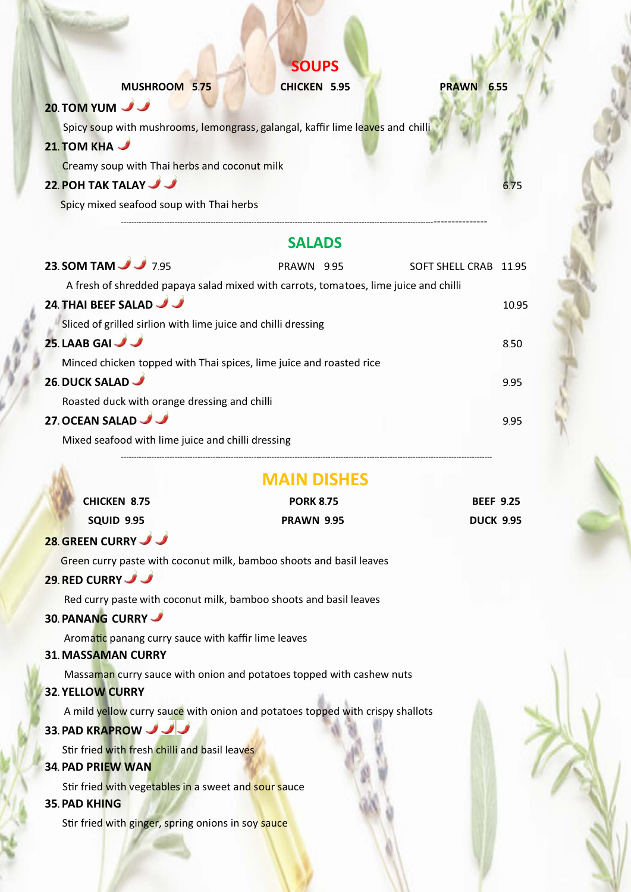## SOUPS

**MUSHROOM 5.75** | **CHICKEN 5.95** | **PRAWN 6.55**

**20. TOM YUM** 🌶🌶

Spicy soup with mushrooms, lemongrass, galangal, kaffir lime leaves and chilli

**21. TOM KHA** 🌶

Creamy soup with Thai herbs and coconut milk

**22. POH TAK TALAY** 🌶🌶 — 6.75

Spicy mixed seafood soup with Thai herbs

---

## SALADS

**23. SOM TAM** 🌶🌶 7.95 | PRAWN 9.95 | SOFT SHELL CRAB 11.95

A fresh of shredded papaya salad mixed with carrots, tomatoes, lime juice and chilli

**24. THAI BEEF SALAD** 🌶🌶 — 10.95

Sliced of grilled sirlion with lime juice and chilli dressing

**25. LAAB GAI** 🌶🌶 — 8.50

Minced chicken topped with Thai spices, lime juice and roasted rice

**26. DUCK SALAD** 🌶 — 9.95

Roasted duck with orange dressing and chilli

**27. OCEAN SALAD** 🌶🌶 — 9.95

Mixed seafood with lime juice and chilli dressing

---

## MAIN DISHES

| | | |
|---|---|---|
| **CHICKEN 8.75** | **PORK 8.75** | **BEEF 9.25** |
| **SQUID 9.95** | **PRAWN 9.95** | **DUCK 9.95** |

**28. GREEN CURRY** 🌶🌶

Green curry paste with coconut milk, bamboo shoots and basil leaves

**29. RED CURRY** 🌶🌶

Red curry paste with coconut milk, bamboo shoots and basil leaves

**30. PANANG CURRY** 🌶

Aromatic panang curry sauce with kaffir lime leaves

**31. MASSAMAN CURRY**

Massaman curry sauce with onion and potatoes topped with cashew nuts

**32. YELLOW CURRY**

A mild yellow curry sauce with onion and potatoes topped with crispy shallots

**33. PAD KRAPROW** 🌶🌶🌶

Stir fried with fresh chilli and basil leaves

**34. PAD PRIEW WAN**

Stir fried with vegetables in a sweet and sour sauce

**35. PAD KHING**

Stir fried with ginger, spring onions in soy sauce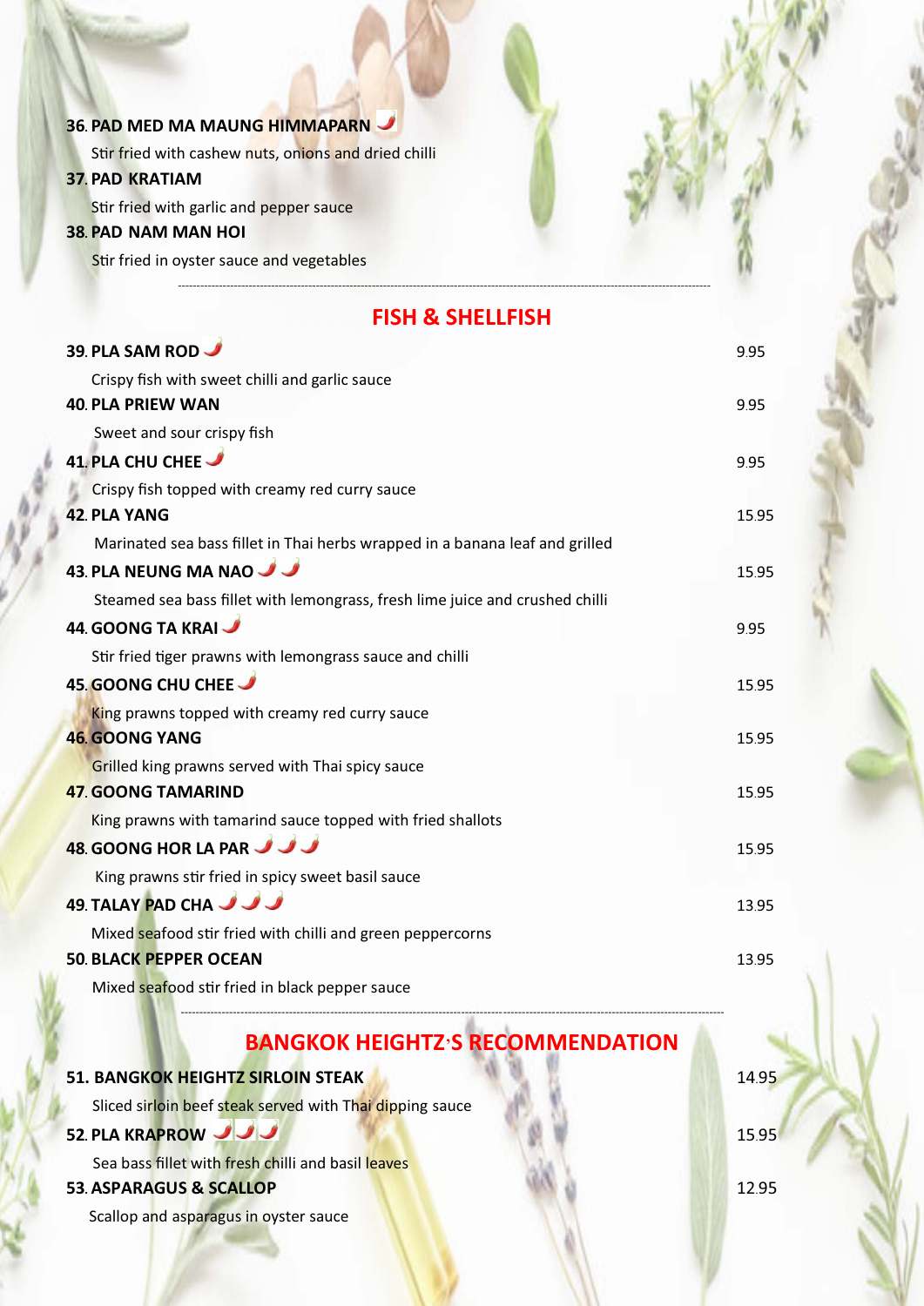**36. PAD MED MA MAUNG HIMMAPARN** 🌶

Stir fried with cashew nuts, onions and dried chilli

**37. PAD KRATIAM**

Stir fried with garlic and pepper sauce

**38. PAD NAM MAN HOI**

Stir fried in oyster sauce and vegetables

---

## FISH & SHELLFISH

**39. PLA SAM ROD** 🌶 — 9.95

Crispy fish with sweet chilli and garlic sauce

**40. PLA PRIEW WAN** — 9.95

Sweet and sour crispy fish

**41. PLA CHU CHEE** 🌶 — 9.95

Crispy fish topped with creamy red curry sauce

**42. PLA YANG** — 15.95

Marinated sea bass fillet in Thai herbs wrapped in a banana leaf and grilled

**43. PLA NEUNG MA NAO** 🌶🌶 — 15.95

Steamed sea bass fillet with lemongrass, fresh lime juice and crushed chilli

**44. GOONG TA KRAI** 🌶 — 9.95

Stir fried tiger prawns with lemongrass sauce and chilli

**45. GOONG CHU CHEE** 🌶 — 15.95

King prawns topped with creamy red curry sauce

**46. GOONG YANG** — 15.95

Grilled king prawns served with Thai spicy sauce

**47. GOONG TAMARIND** — 15.95

King prawns with tamarind sauce topped with fried shallots

**48. GOONG HOR LA PAR** 🌶🌶🌶 — 15.95

King prawns stir fried in spicy sweet basil sauce

**49. TALAY PAD CHA** 🌶🌶🌶 — 13.95

Mixed seafood stir fried with chilli and green peppercorns

**50. BLACK PEPPER OCEAN** — 13.95

Mixed seafood stir fried in black pepper sauce

---

## BANGKOK HEIGHTZ'S RECOMMENDATION

**51. BANGKOK HEIGHTZ SIRLOIN STEAK** — 14.95

Sliced sirloin beef steak served with Thai dipping sauce

**52. PLA KRAPROW** 🌶🌶🌶 — 15.95

Sea bass fillet with fresh chilli and basil leaves

**53. ASPARAGUS & SCALLOP** — 12.95

Scallop and asparagus in oyster sauce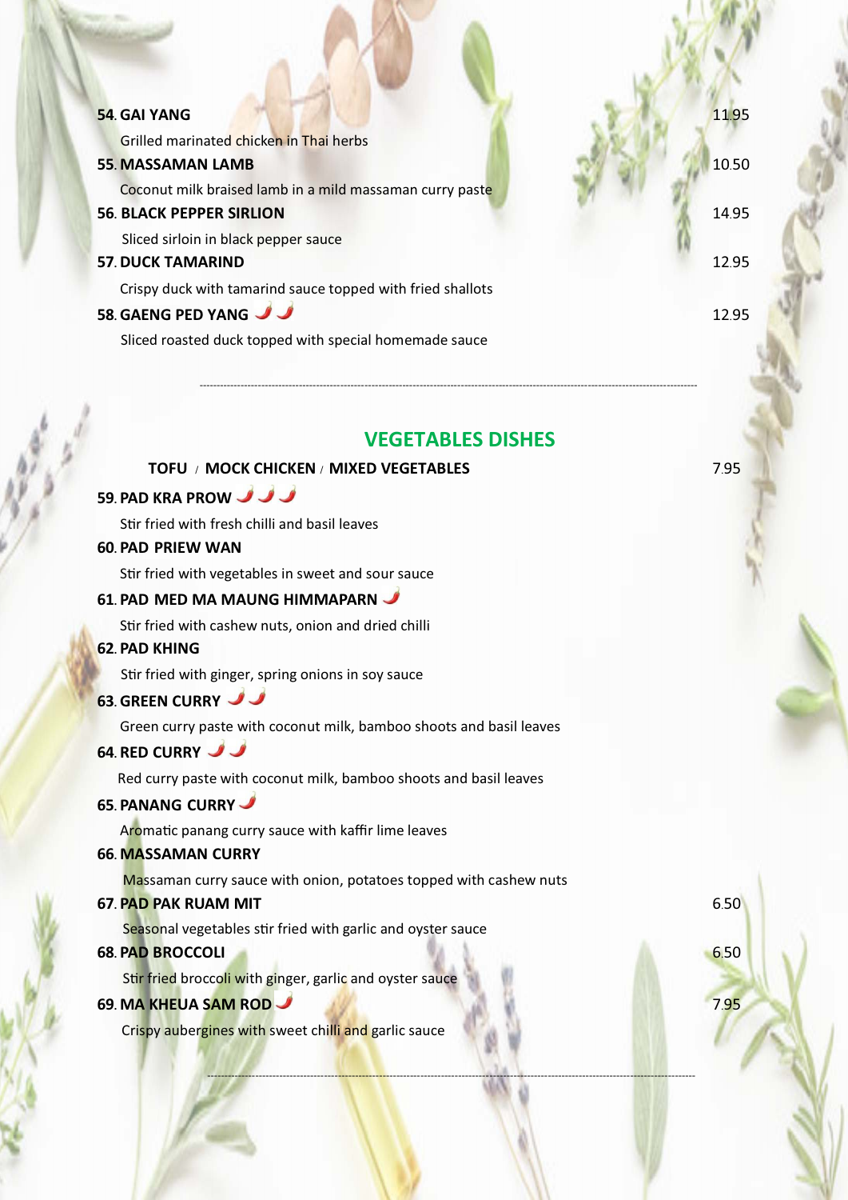**54. GAI YANG** 11.95

Grilled marinated chicken in Thai herbs

**55. MASSAMAN LAMB** 10.50

Coconut milk braised lamb in a mild massaman curry paste

**56. BLACK PEPPER SIRLION** 14.95

Sliced sirloin in black pepper sauce

**57. DUCK TAMARIND** 12.95

Crispy duck with tamarind sauce topped with fried shallots

**58. GAENG PED YANG** 🌶🌶 12.95

Sliced roasted duck topped with special homemade sauce

---

## VEGETABLES DISHES

**TOFU / MOCK CHICKEN / MIXED VEGETABLES** 7.95

**59. PAD KRA PROW** 🌶🌶🌶

Stir fried with fresh chilli and basil leaves

**60. PAD PRIEW WAN**

Stir fried with vegetables in sweet and sour sauce

**61. PAD MED MA MAUNG HIMMAPARN** 🌶

Stir fried with cashew nuts, onion and dried chilli

**62. PAD KHING**

Stir fried with ginger, spring onions in soy sauce

**63. GREEN CURRY** 🌶🌶

Green curry paste with coconut milk, bamboo shoots and basil leaves

**64. RED CURRY** 🌶🌶

Red curry paste with coconut milk, bamboo shoots and basil leaves

**65. PANANG CURRY** 🌶

Aromatic panang curry sauce with kaffir lime leaves

**66. MASSAMAN CURRY**

Massaman curry sauce with onion, potatoes topped with cashew nuts

**67. PAD PAK RUAM MIT** 6.50

Seasonal vegetables stir fried with garlic and oyster sauce

**68. PAD BROCCOLI** 6.50

Stir fried broccoli with ginger, garlic and oyster sauce

**69. MA KHEUA SAM ROD** 🌶 7.95

Crispy aubergines with sweet chilli and garlic sauce

---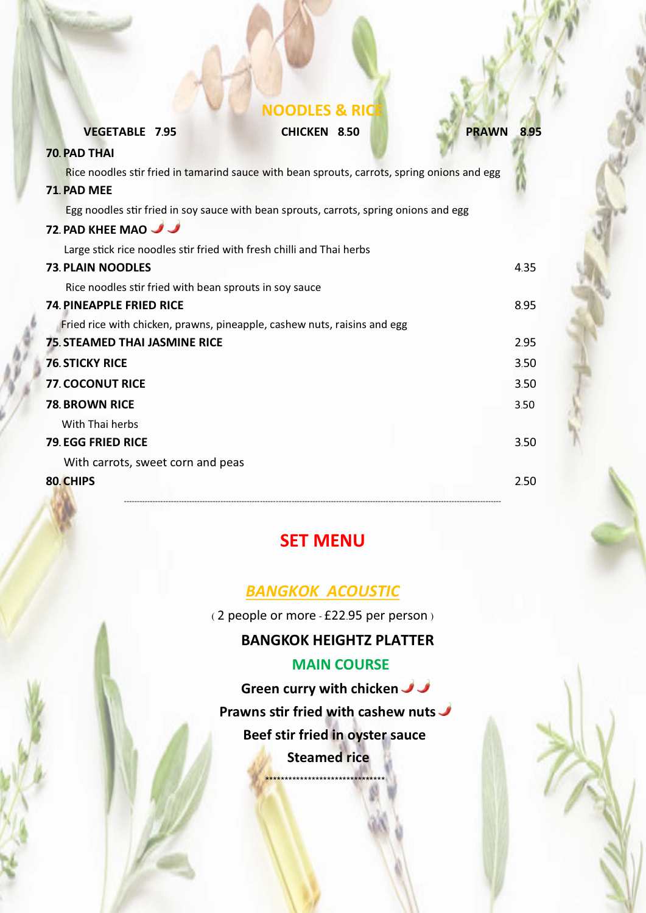## NOODLES & RICE

**VEGETABLE 7.95** | **CHICKEN 8.50** | **PRAWN 8.95**

**70. PAD THAI**

Rice noodles stir fried in tamarind sauce with bean sprouts, carrots, spring onions and egg

**71. PAD MEE**

Egg noodles stir fried in soy sauce with bean sprouts, carrots, spring onions and egg

**72. PAD KHEE MAO** 🌶🌶

Large stick rice noodles stir fried with fresh chilli and Thai herbs

**73. PLAIN NOODLES** 4.35

Rice noodles stir fried with bean sprouts in soy sauce

**74. PINEAPPLE FRIED RICE** 8.95

Fried rice with chicken, prawns, pineapple, cashew nuts, raisins and egg

**75. STEAMED THAI JASMINE RICE** 2.95

**76. STICKY RICE** 3.50

**77. COCONUT RICE** 3.50

**78. BROWN RICE** 3.50

With Thai herbs

**79. EGG FRIED RICE** 3.50

With carrots, sweet corn and peas

**80. CHIPS** 2.50

---

## SET MENU

### *BANGKOK ACOUSTIC*

( 2 people or more - £22.95 per person )

**BANGKOK HEIGHTZ PLATTER**

**MAIN COURSE**

**Green curry with chicken** 🌶🌶

**Prawns stir fried with cashew nuts** 🌶

**Beef stir fried in oyster sauce**

**Steamed rice**

********************************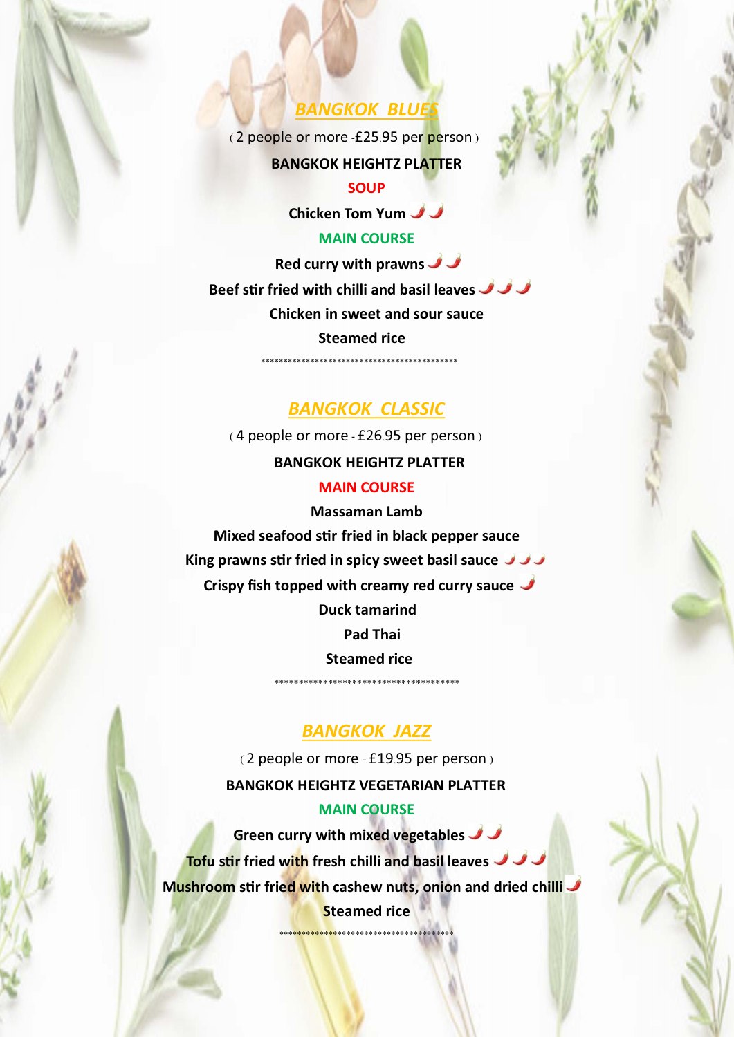## ***BANGKOK BLUES***

( 2 people or more -£25.95 per person )

**BANGKOK HEIGHTZ PLATTER**

**SOUP**

**Chicken Tom Yum** 🌶🌶

**MAIN COURSE**

**Red curry with prawns** 🌶🌶

**Beef stir fried with chilli and basil leaves** 🌶🌶🌶

**Chicken in sweet and sour sauce**

**Steamed rice**

\*\*\*\*\*\*\*\*\*\*\*\*\*\*\*\*\*\*\*\*\*\*\*\*\*\*\*\*\*\*\*\*\*\*\*\*\*\*\*\*\*\*\*\*\*\*

## ***BANGKOK CLASSIC***

( 4 people or more - £26.95 per person )

**BANGKOK HEIGHTZ PLATTER**

**MAIN COURSE**

**Massaman Lamb**

**Mixed seafood stir fried in black pepper sauce**

**King prawns stir fried in spicy sweet basil sauce** 🌶🌶🌶

**Crispy fish topped with creamy red curry sauce** 🌶

**Duck tamarind**

**Pad Thai**

**Steamed rice**

\*\*\*\*\*\*\*\*\*\*\*\*\*\*\*\*\*\*\*\*\*\*\*\*\*\*\*\*\*\*\*\*\*\*\*\*\*\*\*\*\*\*

## ***BANGKOK JAZZ***

( 2 people or more - £19.95 per person )

**BANGKOK HEIGHTZ VEGETARIAN PLATTER**

**MAIN COURSE**

**Green curry with mixed vegetables** 🌶🌶

**Tofu stir fried with fresh chilli and basil leaves** 🌶🌶🌶

**Mushroom stir fried with cashew nuts, onion and dried chilli** 🌶

**Steamed rice**

\*\*\*\*\*\*\*\*\*\*\*\*\*\*\*\*\*\*\*\*\*\*\*\*\*\*\*\*\*\*\*\*\*\*\*\*\*\*\*\*